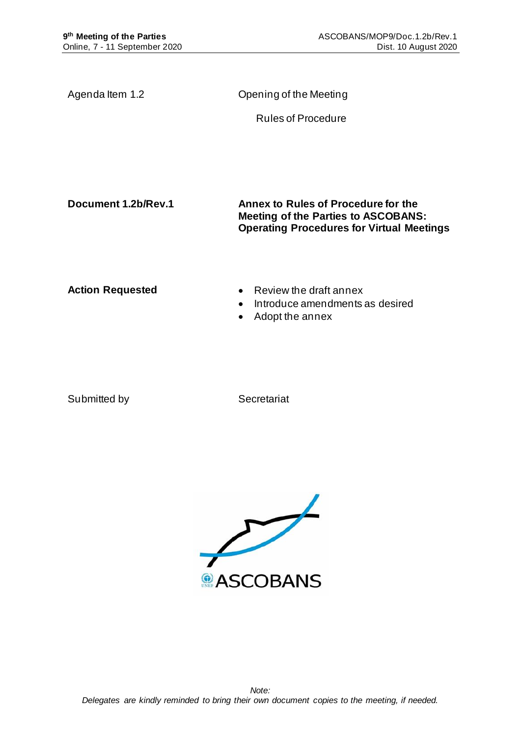Agenda Item 1.2 | Opening of the Meeting

Rules of Procedure

**Document 1.2b/Rev.1**

**Annex to Rules of Procedure for the Meeting of the Parties to ASCOBANS: Operating Procedures for Virtual Meetings**

**Action Requested**

- Review the draft annex
- Introduce amendments as desired
- Adopt the annex

Submitted by | Secretariat

*Note:*
*Delegates are kindly reminded to bring their own document copies to the meeting, if needed.*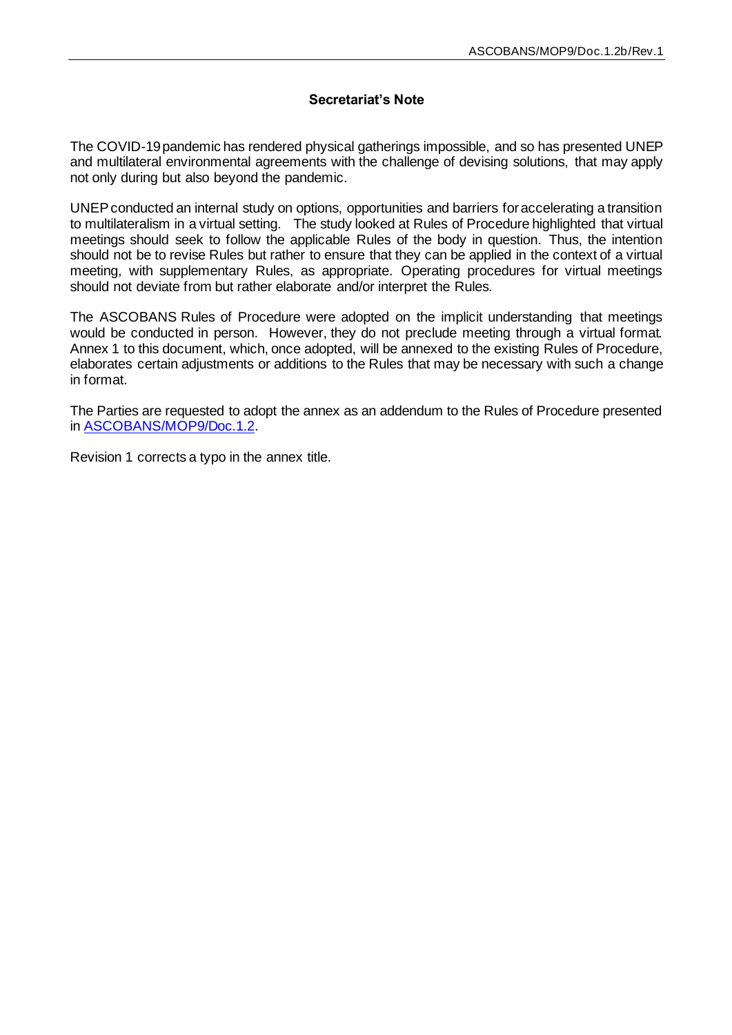### Secretariat's Note

The COVID-19 pandemic has rendered physical gatherings impossible, and so has presented UNEP and multilateral environmental agreements with the challenge of devising solutions, that may apply not only during but also beyond the pandemic.

UNEP conducted an internal study on options, opportunities and barriers for accelerating a transition to multilateralism in a virtual setting. The study looked at Rules of Procedure highlighted that virtual meetings should seek to follow the applicable Rules of the body in question. Thus, the intention should not be to revise Rules but rather to ensure that they can be applied in the context of a virtual meeting, with supplementary Rules, as appropriate. Operating procedures for virtual meetings should not deviate from but rather elaborate and/or interpret the Rules.

The ASCOBANS Rules of Procedure were adopted on the implicit understanding that meetings would be conducted in person. However, they do not preclude meeting through a virtual format. Annex 1 to this document, which, once adopted, will be annexed to the existing Rules of Procedure, elaborates certain adjustments or additions to the Rules that may be necessary with such a change in format.

The Parties are requested to adopt the annex as an addendum to the Rules of Procedure presented in ASCOBANS/MOP9/Doc.1.2.

Revision 1 corrects a typo in the annex title.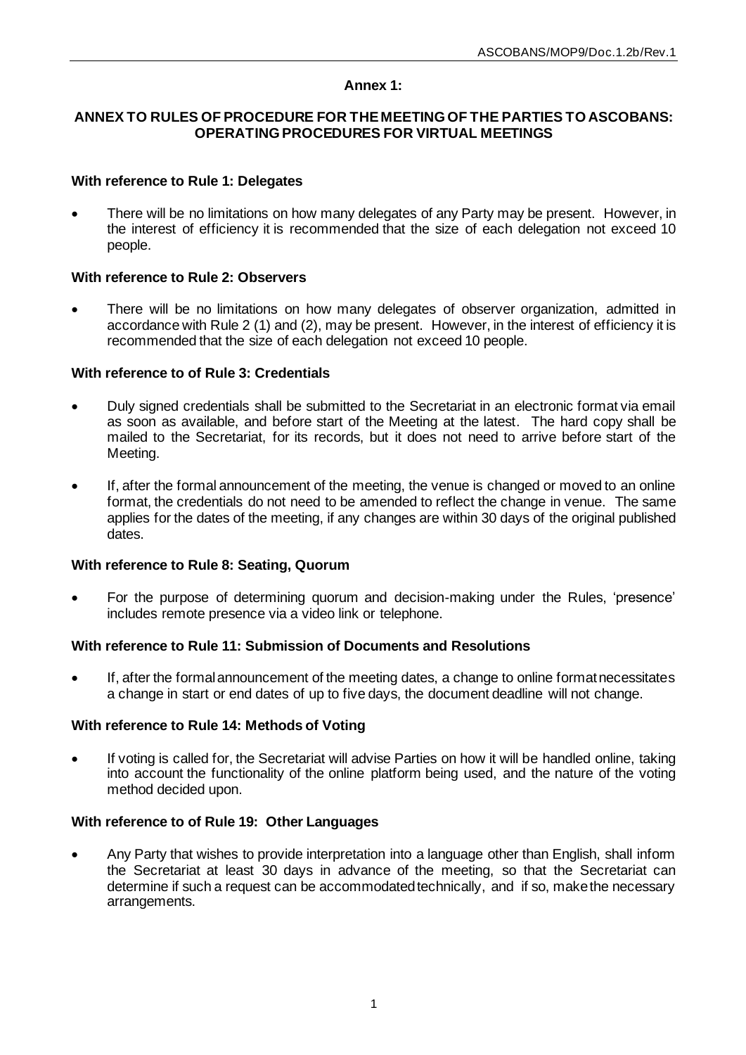**Annex 1:**

**ANNEX TO RULES OF PROCEDURE FOR THE MEETING OF THE PARTIES TO ASCOBANS: OPERATING PROCEDURES FOR VIRTUAL MEETINGS**

**With reference to Rule 1: Delegates**

- There will be no limitations on how many delegates of any Party may be present. However, in the interest of efficiency it is recommended that the size of each delegation not exceed 10 people.

**With reference to Rule 2: Observers**

- There will be no limitations on how many delegates of observer organization, admitted in accordance with Rule 2 (1) and (2), may be present. However, in the interest of efficiency it is recommended that the size of each delegation not exceed 10 people.

**With reference to of Rule 3: Credentials**

- Duly signed credentials shall be submitted to the Secretariat in an electronic format via email as soon as available, and before start of the Meeting at the latest. The hard copy shall be mailed to the Secretariat, for its records, but it does not need to arrive before start of the Meeting.
- If, after the formal announcement of the meeting, the venue is changed or moved to an online format, the credentials do not need to be amended to reflect the change in venue. The same applies for the dates of the meeting, if any changes are within 30 days of the original published dates.

**With reference to Rule 8: Seating, Quorum**

- For the purpose of determining quorum and decision-making under the Rules, 'presence' includes remote presence via a video link or telephone.

**With reference to Rule 11: Submission of Documents and Resolutions**

- If, after the formal announcement of the meeting dates, a change to online format necessitates a change in start or end dates of up to five days, the document deadline will not change.

**With reference to Rule 14: Methods of Voting**

- If voting is called for, the Secretariat will advise Parties on how it will be handled online, taking into account the functionality of the online platform being used, and the nature of the voting method decided upon.

**With reference to of Rule 19: Other Languages**

- Any Party that wishes to provide interpretation into a language other than English, shall inform the Secretariat at least 30 days in advance of the meeting, so that the Secretariat can determine if such a request can be accommodated technically, and if so, make the necessary arrangements.